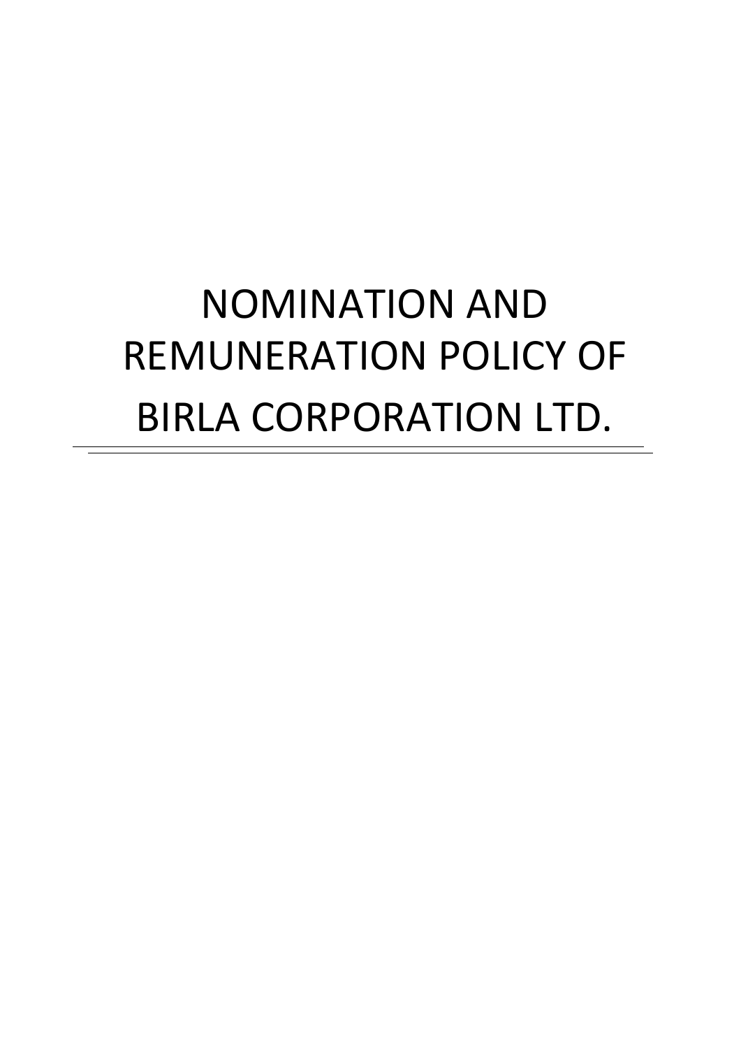# NOMINATION AND REMUNERATION POLICY OF BIRLA CORPORATION LTD.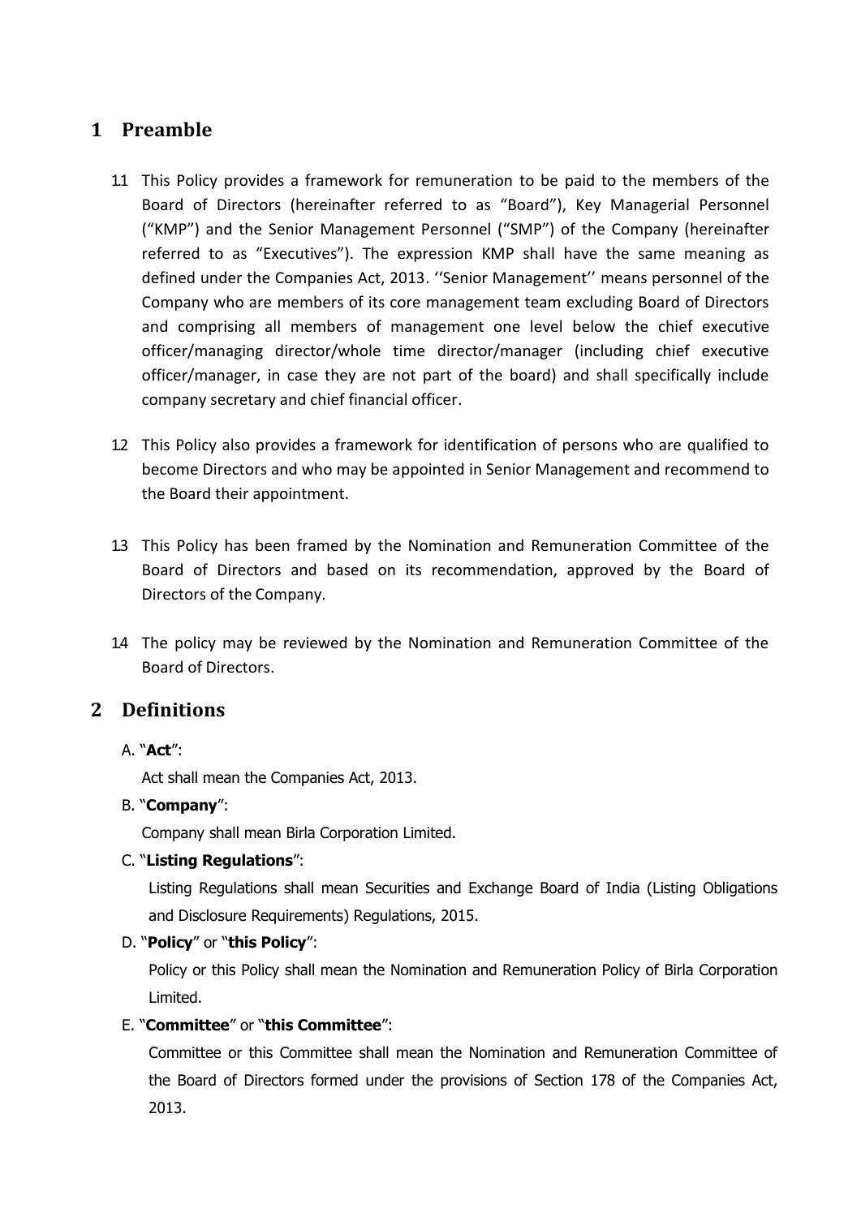## 1 Preamble

1.1 This Policy provides a framework for remuneration to be paid to the members of the Board of Directors (hereinafter referred to as "Board"), Key Managerial Personnel ("KMP") and the Senior Management Personnel ("SMP") of the Company (hereinafter referred to as "Executives"). The expression KMP shall have the same meaning as defined under the Companies Act, 2013. ''Senior Management'' means personnel of the Company who are members of its core management team excluding Board of Directors and comprising all members of management one level below the chief executive officer/managing director/whole time director/manager (including chief executive officer/manager, in case they are not part of the board) and shall specifically include company secretary and chief financial officer.

1.2 This Policy also provides a framework for identification of persons who are qualified to become Directors and who may be appointed in Senior Management and recommend to the Board their appointment.

1.3 This Policy has been framed by the Nomination and Remuneration Committee of the Board of Directors and based on its recommendation, approved by the Board of Directors of the Company.

1.4 The policy may be reviewed by the Nomination and Remuneration Committee of the Board of Directors.

## 2 Definitions

A. "**Act**":

Act shall mean the Companies Act, 2013.

B. "**Company**":

Company shall mean Birla Corporation Limited.

C. "**Listing Regulations**":

Listing Regulations shall mean Securities and Exchange Board of India (Listing Obligations and Disclosure Requirements) Regulations, 2015.

D. "**Policy**" or "**this Policy**":

Policy or this Policy shall mean the Nomination and Remuneration Policy of Birla Corporation Limited.

E. "**Committee**" or "**this Committee**":

Committee or this Committee shall mean the Nomination and Remuneration Committee of the Board of Directors formed under the provisions of Section 178 of the Companies Act, 2013.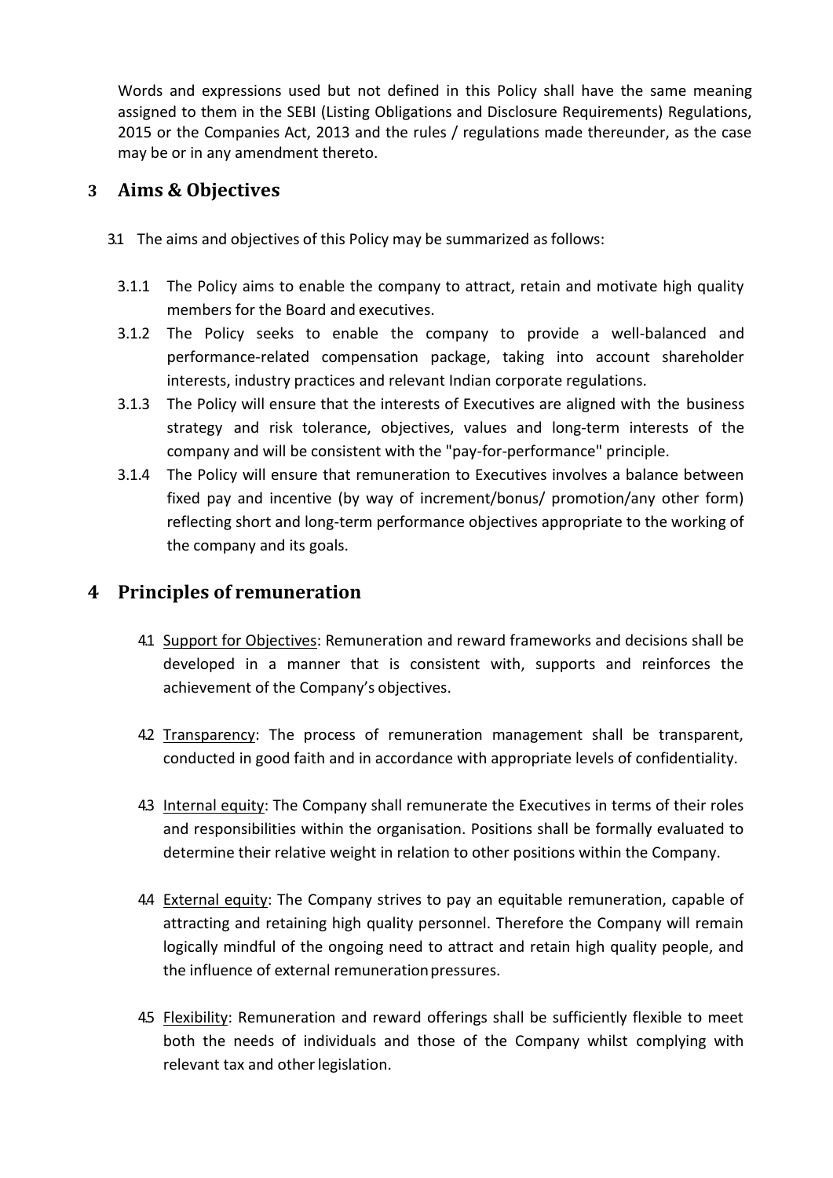Words and expressions used but not defined in this Policy shall have the same meaning assigned to them in the SEBI (Listing Obligations and Disclosure Requirements) Regulations, 2015 or the Companies Act, 2013 and the rules / regulations made thereunder, as the case may be or in any amendment thereto.

## 3 Aims & Objectives

3.1 The aims and objectives of this Policy may be summarized as follows:

3.1.1 The Policy aims to enable the company to attract, retain and motivate high quality members for the Board and executives.

3.1.2 The Policy seeks to enable the company to provide a well-balanced and performance-related compensation package, taking into account shareholder interests, industry practices and relevant Indian corporate regulations.

3.1.3 The Policy will ensure that the interests of Executives are aligned with the business strategy and risk tolerance, objectives, values and long-term interests of the company and will be consistent with the "pay-for-performance" principle.

3.1.4 The Policy will ensure that remuneration to Executives involves a balance between fixed pay and incentive (by way of increment/bonus/ promotion/any other form) reflecting short and long-term performance objectives appropriate to the working of the company and its goals.

## 4 Principles of remuneration

4.1 Support for Objectives: Remuneration and reward frameworks and decisions shall be developed in a manner that is consistent with, supports and reinforces the achievement of the Company's objectives.

4.2 Transparency: The process of remuneration management shall be transparent, conducted in good faith and in accordance with appropriate levels of confidentiality.

4.3 Internal equity: The Company shall remunerate the Executives in terms of their roles and responsibilities within the organisation. Positions shall be formally evaluated to determine their relative weight in relation to other positions within the Company.

4.4 External equity: The Company strives to pay an equitable remuneration, capable of attracting and retaining high quality personnel. Therefore the Company will remain logically mindful of the ongoing need to attract and retain high quality people, and the influence of external remuneration pressures.

4.5 Flexibility: Remuneration and reward offerings shall be sufficiently flexible to meet both the needs of individuals and those of the Company whilst complying with relevant tax and other legislation.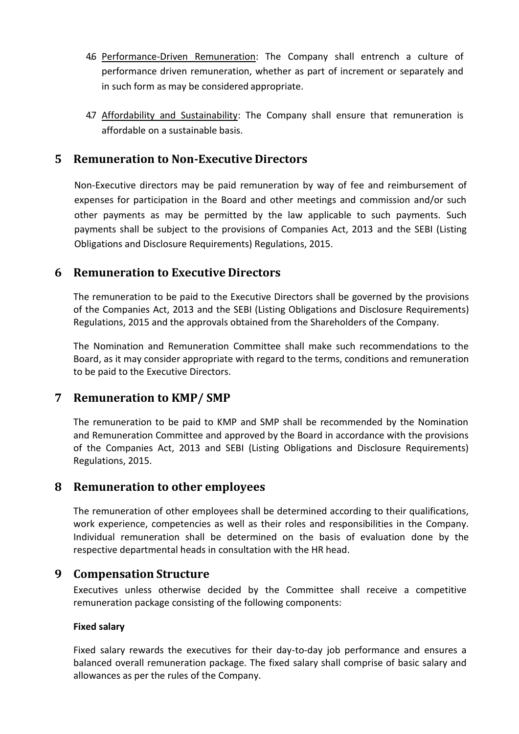4.6 Performance-Driven Remuneration: The Company shall entrench a culture of performance driven remuneration, whether as part of increment or separately and in such form as may be considered appropriate.

4.7 Affordability and Sustainability: The Company shall ensure that remuneration is affordable on a sustainable basis.

## 5 Remuneration to Non-Executive Directors

Non-Executive directors may be paid remuneration by way of fee and reimbursement of expenses for participation in the Board and other meetings and commission and/or such other payments as may be permitted by the law applicable to such payments. Such payments shall be subject to the provisions of Companies Act, 2013 and the SEBI (Listing Obligations and Disclosure Requirements) Regulations, 2015.

## 6 Remuneration to Executive Directors

The remuneration to be paid to the Executive Directors shall be governed by the provisions of the Companies Act, 2013 and the SEBI (Listing Obligations and Disclosure Requirements) Regulations, 2015 and the approvals obtained from the Shareholders of the Company.

The Nomination and Remuneration Committee shall make such recommendations to the Board, as it may consider appropriate with regard to the terms, conditions and remuneration to be paid to the Executive Directors.

## 7 Remuneration to KMP/ SMP

The remuneration to be paid to KMP and SMP shall be recommended by the Nomination and Remuneration Committee and approved by the Board in accordance with the provisions of the Companies Act, 2013 and SEBI (Listing Obligations and Disclosure Requirements) Regulations, 2015.

## 8 Remuneration to other employees

The remuneration of other employees shall be determined according to their qualifications, work experience, competencies as well as their roles and responsibilities in the Company. Individual remuneration shall be determined on the basis of evaluation done by the respective departmental heads in consultation with the HR head.

## 9 Compensation Structure

Executives unless otherwise decided by the Committee shall receive a competitive remuneration package consisting of the following components:

**Fixed salary**

Fixed salary rewards the executives for their day-to-day job performance and ensures a balanced overall remuneration package. The fixed salary shall comprise of basic salary and allowances as per the rules of the Company.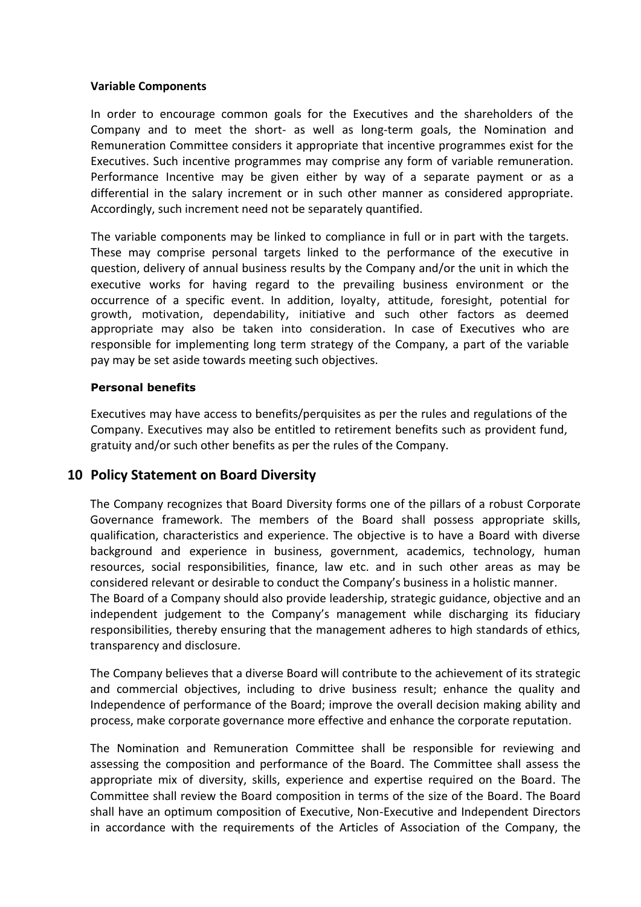**Variable Components**

In order to encourage common goals for the Executives and the shareholders of the Company and to meet the short- as well as long-term goals, the Nomination and Remuneration Committee considers it appropriate that incentive programmes exist for the Executives. Such incentive programmes may comprise any form of variable remuneration. Performance Incentive may be given either by way of a separate payment or as a differential in the salary increment or in such other manner as considered appropriate. Accordingly, such increment need not be separately quantified.

The variable components may be linked to compliance in full or in part with the targets. These may comprise personal targets linked to the performance of the executive in question, delivery of annual business results by the Company and/or the unit in which the executive works for having regard to the prevailing business environment or the occurrence of a specific event. In addition, loyalty, attitude, foresight, potential for growth, motivation, dependability, initiative and such other factors as deemed appropriate may also be taken into consideration. In case of Executives who are responsible for implementing long term strategy of the Company, a part of the variable pay may be set aside towards meeting such objectives.

**Personal benefits**

Executives may have access to benefits/perquisites as per the rules and regulations of the Company. Executives may also be entitled to retirement benefits such as provident fund, gratuity and/or such other benefits as per the rules of the Company.

## 10 Policy Statement on Board Diversity

The Company recognizes that Board Diversity forms one of the pillars of a robust Corporate Governance framework. The members of the Board shall possess appropriate skills, qualification, characteristics and experience. The objective is to have a Board with diverse background and experience in business, government, academics, technology, human resources, social responsibilities, finance, law etc. and in such other areas as may be considered relevant or desirable to conduct the Company's business in a holistic manner.
The Board of a Company should also provide leadership, strategic guidance, objective and an independent judgement to the Company's management while discharging its fiduciary responsibilities, thereby ensuring that the management adheres to high standards of ethics, transparency and disclosure.

The Company believes that a diverse Board will contribute to the achievement of its strategic and commercial objectives, including to drive business result; enhance the quality and Independence of performance of the Board; improve the overall decision making ability and process, make corporate governance more effective and enhance the corporate reputation.

The Nomination and Remuneration Committee shall be responsible for reviewing and assessing the composition and performance of the Board. The Committee shall assess the appropriate mix of diversity, skills, experience and expertise required on the Board. The Committee shall review the Board composition in terms of the size of the Board. The Board shall have an optimum composition of Executive, Non-Executive and Independent Directors in accordance with the requirements of the Articles of Association of the Company, the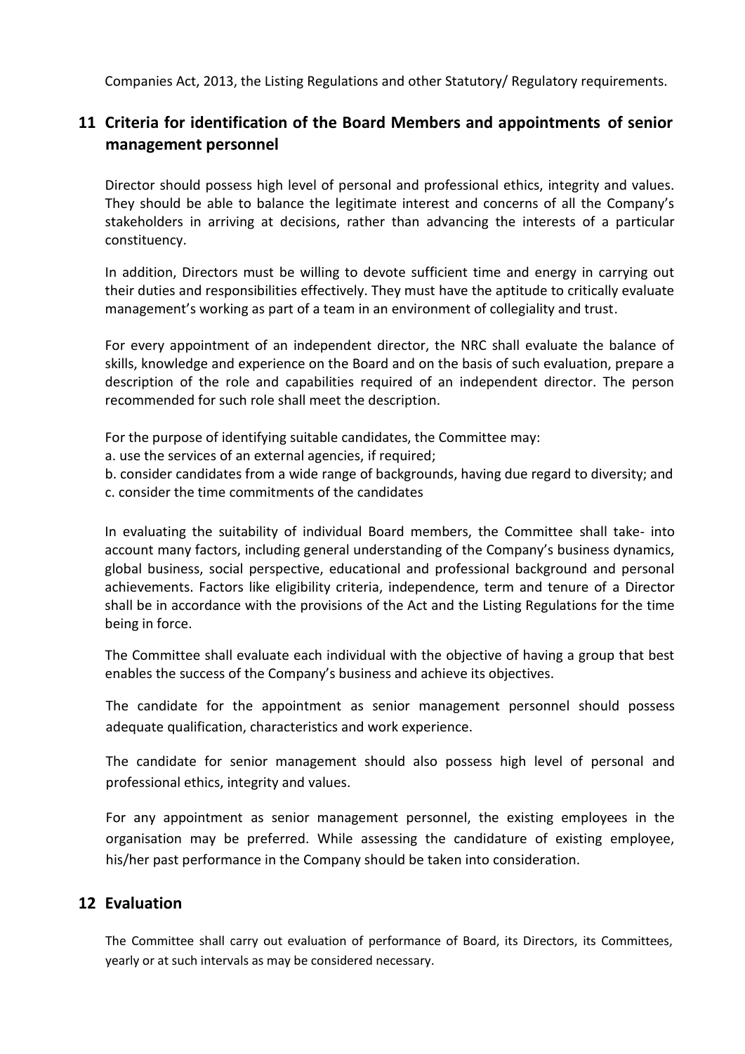Companies Act, 2013, the Listing Regulations and other Statutory/ Regulatory requirements.

## 11 Criteria for identification of the Board Members and appointments of senior management personnel

Director should possess high level of personal and professional ethics, integrity and values. They should be able to balance the legitimate interest and concerns of all the Company's stakeholders in arriving at decisions, rather than advancing the interests of a particular constituency.

In addition, Directors must be willing to devote sufficient time and energy in carrying out their duties and responsibilities effectively. They must have the aptitude to critically evaluate management's working as part of a team in an environment of collegiality and trust.

For every appointment of an independent director, the NRC shall evaluate the balance of skills, knowledge and experience on the Board and on the basis of such evaluation, prepare a description of the role and capabilities required of an independent director. The person recommended for such role shall meet the description.

For the purpose of identifying suitable candidates, the Committee may:
a. use the services of an external agencies, if required;
b. consider candidates from a wide range of backgrounds, having due regard to diversity; and
c. consider the time commitments of the candidates

In evaluating the suitability of individual Board members, the Committee shall take- into account many factors, including general understanding of the Company's business dynamics, global business, social perspective, educational and professional background and personal achievements. Factors like eligibility criteria, independence, term and tenure of a Director shall be in accordance with the provisions of the Act and the Listing Regulations for the time being in force.

The Committee shall evaluate each individual with the objective of having a group that best enables the success of the Company's business and achieve its objectives.

The candidate for the appointment as senior management personnel should possess adequate qualification, characteristics and work experience.

The candidate for senior management should also possess high level of personal and professional ethics, integrity and values.

For any appointment as senior management personnel, the existing employees in the organisation may be preferred. While assessing the candidature of existing employee, his/her past performance in the Company should be taken into consideration.

## 12 Evaluation

The Committee shall carry out evaluation of performance of Board, its Directors, its Committees, yearly or at such intervals as may be considered necessary.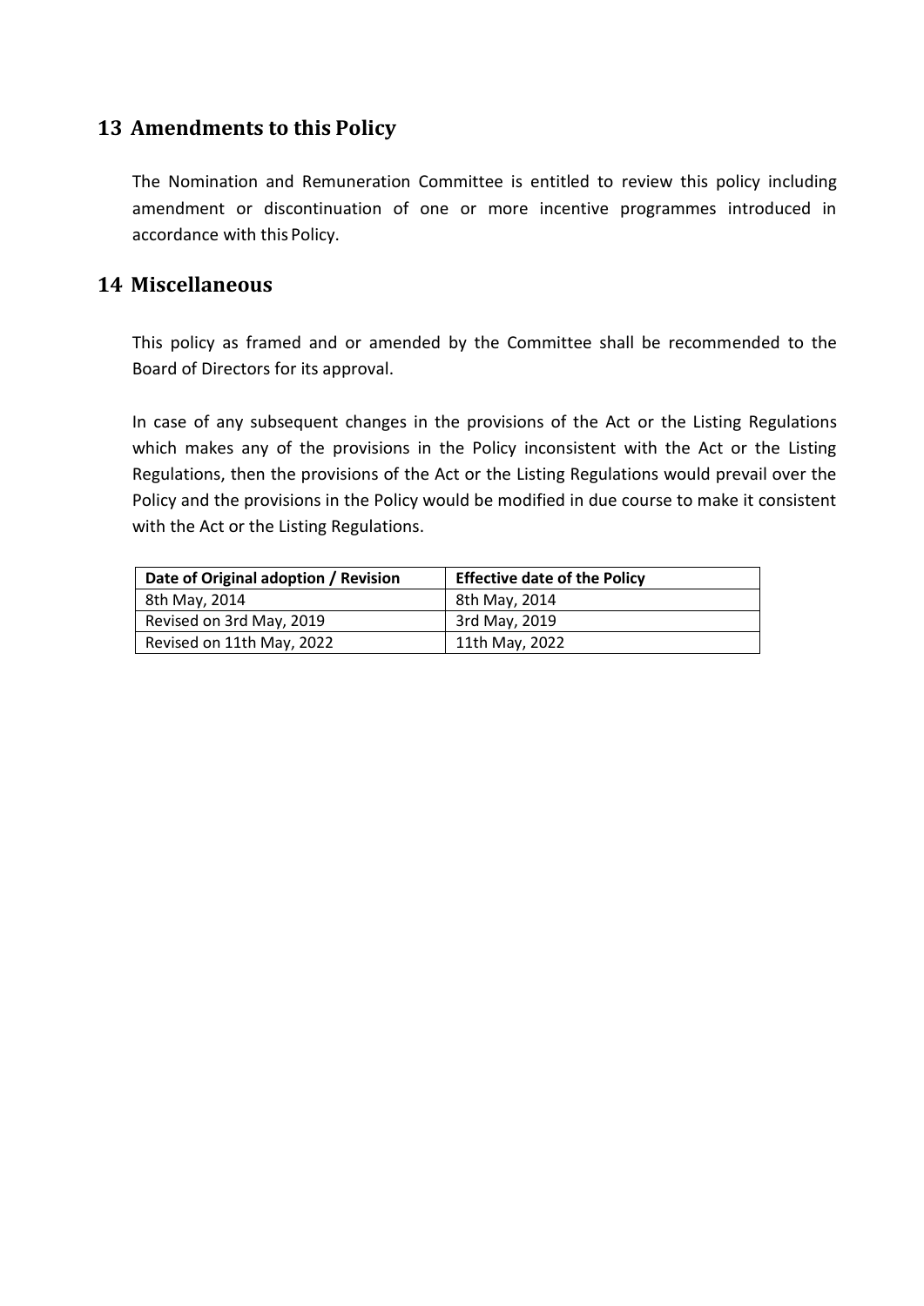## 13 Amendments to this Policy

The Nomination and Remuneration Committee is entitled to review this policy including amendment or discontinuation of one or more incentive programmes introduced in accordance with this Policy.

## 14 Miscellaneous

This policy as framed and or amended by the Committee shall be recommended to the Board of Directors for its approval.

In case of any subsequent changes in the provisions of the Act or the Listing Regulations which makes any of the provisions in the Policy inconsistent with the Act or the Listing Regulations, then the provisions of the Act or the Listing Regulations would prevail over the Policy and the provisions in the Policy would be modified in due course to make it consistent with the Act or the Listing Regulations.

| Date of Original adoption / Revision | Effective date of the Policy |
|---|---|
| 8th May, 2014 | 8th May, 2014 |
| Revised on 3rd May, 2019 | 3rd May, 2019 |
| Revised on 11th May, 2022 | 11th May, 2022 |